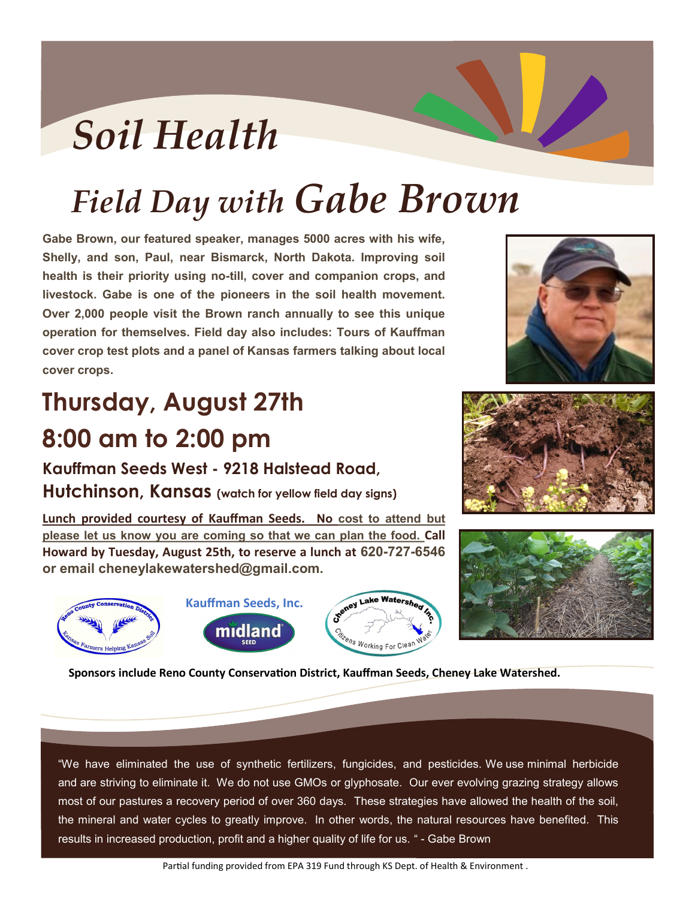# *Soil Health*

# *Field Day with Gabe Brown*

**Gabe Brown, our featured speaker, manages 5000 acres with his wife, Shelly, and son, Paul, near Bismarck, North Dakota. Improving soil health is their priority using no-till, cover and companion crops, and livestock. Gabe is one of the pioneers in the soil health movement. Over 2,000 people visit the Brown ranch annually to see this unique operation for themselves. Field day also includes: Tours of Kauffman cover crop test plots and a panel of Kansas farmers talking about local cover crops.**

## Thursday, August 27th

## 8:00 am to 2:00 pm

### Kauffman Seeds West - 9218 Halstead Road, Hutchinson, Kansas (watch for yellow field day signs)

**Lunch provided courtesy of Kauffman Seeds. No cost to attend but please let us know you are coming so that we can plan the food. Call Howard by Tuesday, August 25th, to reserve a lunch at 620-727-6546 or email cheneylakewatershed@gmail.com.**

Kauffman Seeds, Inc.

**Sponsors include Reno County Conservation District, Kauffman Seeds, Cheney Lake Watershed.**

"We have eliminated the use of synthetic fertilizers, fungicides, and pesticides. We use minimal herbicide and are striving to eliminate it. We do not use GMOs or glyphosate. Our ever evolving grazing strategy allows most of our pastures a recovery period of over 360 days. These strategies have allowed the health of the soil, the mineral and water cycles to greatly improve. In other words, the natural resources have benefited. This results in increased production, profit and a higher quality of life for us. " - Gabe Brown

Partial funding provided from EPA 319 Fund through KS Dept. of Health & Environment .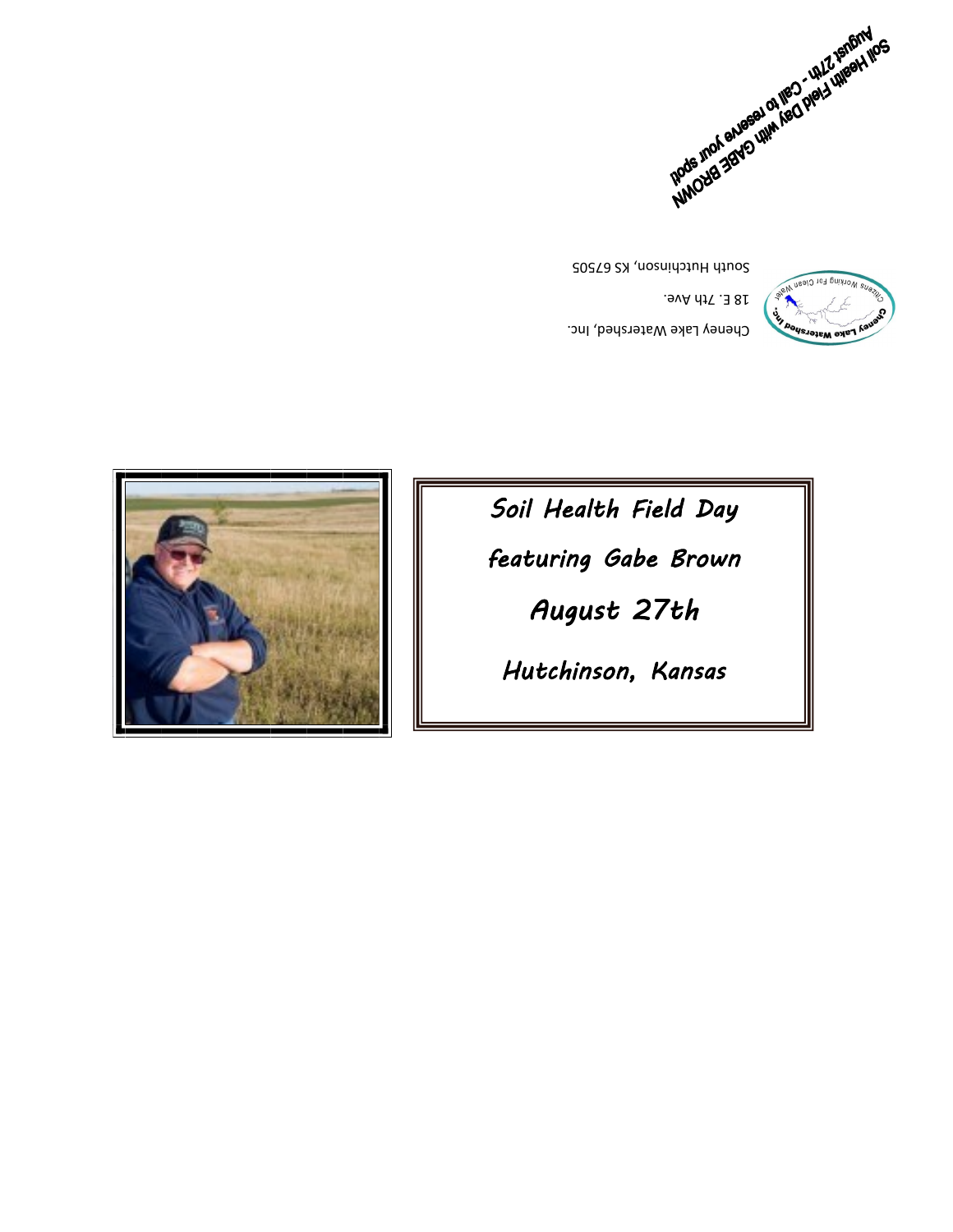Soil Health Field Day with GABE BROWN

August 27th - Call to reserve your spot!

Cheney Lake Watershed, Inc.

18 E. 7th Ave.

South Hutchinson, KS 67505

Cheney Lake Watershed Inc.

Citizens Working For Clean Water

# Soil Health Field Day

## featuring Gabe Brown

## August 27th

## Hutchinson, Kansas